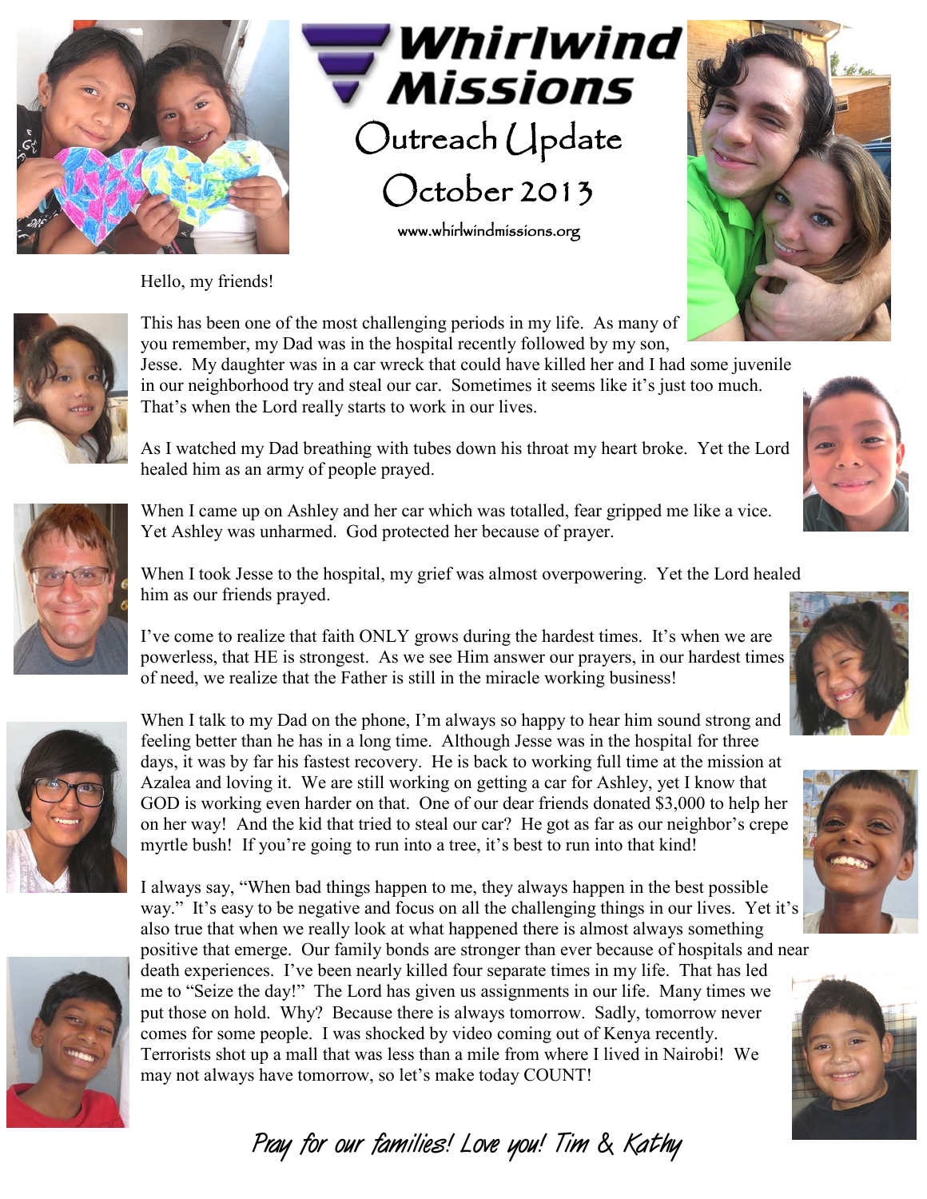# Whirlwind Missions

## Outreach Update

## October 2013

www.whirlwindmissions.org

Hello, my friends!

This has been one of the most challenging periods in my life. As many of you remember, my Dad was in the hospital recently followed by my son, Jesse. My daughter was in a car wreck that could have killed her and I had some juvenile in our neighborhood try and steal our car. Sometimes it seems like it's just too much. That's when the Lord really starts to work in our lives.

As I watched my Dad breathing with tubes down his throat my heart broke. Yet the Lord healed him as an army of people prayed.

When I came up on Ashley and her car which was totalled, fear gripped me like a vice. Yet Ashley was unharmed. God protected her because of prayer.

When I took Jesse to the hospital, my grief was almost overpowering. Yet the Lord healed him as our friends prayed.

I've come to realize that faith ONLY grows during the hardest times. It's when we are powerless, that HE is strongest. As we see Him answer our prayers, in our hardest times of need, we realize that the Father is still in the miracle working business!

When I talk to my Dad on the phone, I'm always so happy to hear him sound strong and feeling better than he has in a long time. Although Jesse was in the hospital for three days, it was by far his fastest recovery. He is back to working full time at the mission at Azalea and loving it. We are still working on getting a car for Ashley, yet I know that GOD is working even harder on that. One of our dear friends donated $3,000 to help her on her way! And the kid that tried to steal our car? He got as far as our neighbor's crepe myrtle bush! If you're going to run into a tree, it's best to run into that kind!

I always say, "When bad things happen to me, they always happen in the best possible way." It's easy to be negative and focus on all the challenging things in our lives. Yet it's also true that when we really look at what happened there is almost always something positive that emerge. Our family bonds are stronger than ever because of hospitals and near death experiences. I've been nearly killed four separate times in my life. That has led me to "Seize the day!" The Lord has given us assignments in our life. Many times we put those on hold. Why? Because there is always tomorrow. Sadly, tomorrow never comes for some people. I was shocked by video coming out of Kenya recently. Terrorists shot up a mall that was less than a mile from where I lived in Nairobi! We may not always have tomorrow, so let's make today COUNT!

*Pray for our families! Love you! Tim & Kathy*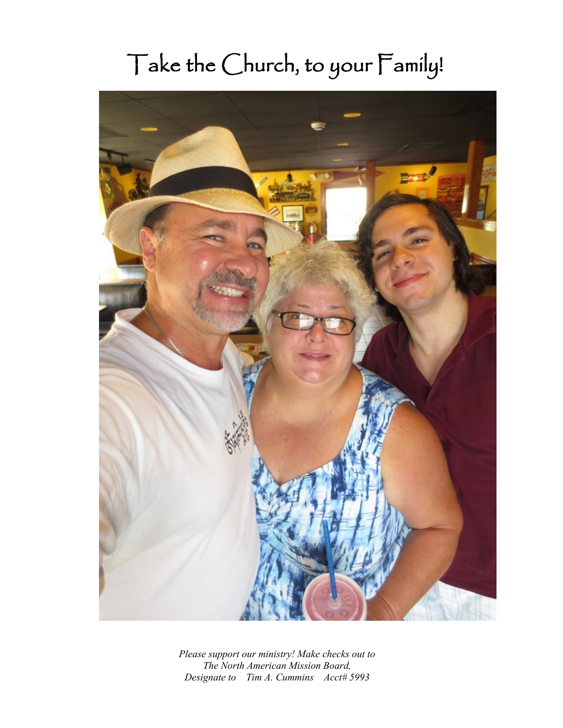# Take the Church, to your Family!

*Please support our ministry! Make checks out to*
*The North American Mission Board,*
*Designate to Tim A. Cummins Acct# 5993*